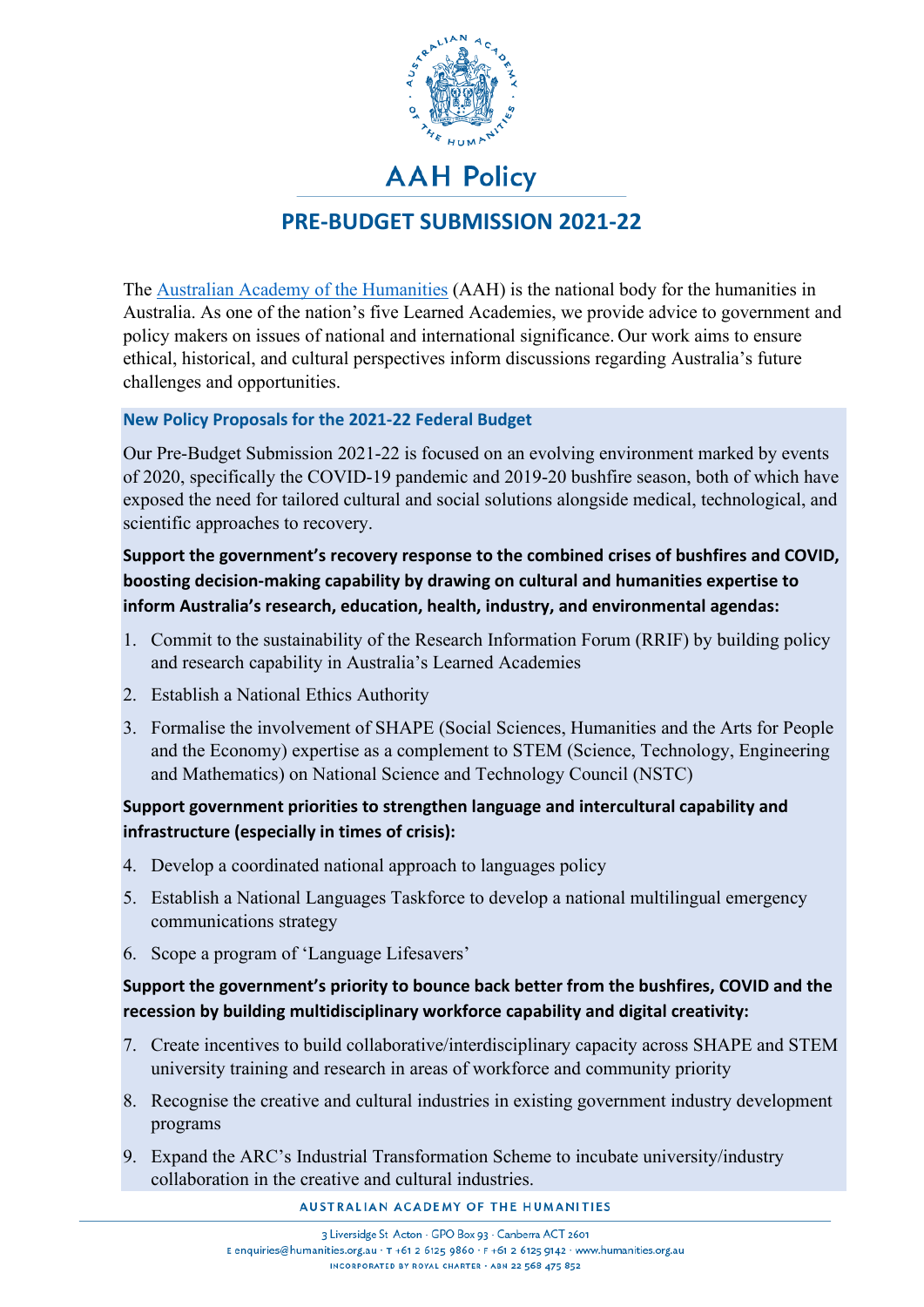# AAH Policy

## PRE-BUDGET SUBMISSION 2021-22

The Australian Academy of the Humanities (AAH) is the national body for the humanities in Australia. As one of the nation's five Learned Academies, we provide advice to government and policy makers on issues of national and international significance. Our work aims to ensure ethical, historical, and cultural perspectives inform discussions regarding Australia's future challenges and opportunities.

### New Policy Proposals for the 2021-22 Federal Budget

Our Pre-Budget Submission 2021-22 is focused on an evolving environment marked by events of 2020, specifically the COVID-19 pandemic and 2019-20 bushfire season, both of which have exposed the need for tailored cultural and social solutions alongside medical, technological, and scientific approaches to recovery.

**Support the government's recovery response to the combined crises of bushfires and COVID, boosting decision-making capability by drawing on cultural and humanities expertise to inform Australia's research, education, health, industry, and environmental agendas:**

1. Commit to the sustainability of the Research Information Forum (RRIF) by building policy and research capability in Australia's Learned Academies
2. Establish a National Ethics Authority
3. Formalise the involvement of SHAPE (Social Sciences, Humanities and the Arts for People and the Economy) expertise as a complement to STEM (Science, Technology, Engineering and Mathematics) on National Science and Technology Council (NSTC)

**Support government priorities to strengthen language and intercultural capability and infrastructure (especially in times of crisis):**

4. Develop a coordinated national approach to languages policy
5. Establish a National Languages Taskforce to develop a national multilingual emergency communications strategy
6. Scope a program of 'Language Lifesavers'

**Support the government's priority to bounce back better from the bushfires, COVID and the recession by building multidisciplinary workforce capability and digital creativity:**

7. Create incentives to build collaborative/interdisciplinary capacity across SHAPE and STEM university training and research in areas of workforce and community priority
8. Recognise the creative and cultural industries in existing government industry development programs
9. Expand the ARC's Industrial Transformation Scheme to incubate university/industry collaboration in the creative and cultural industries.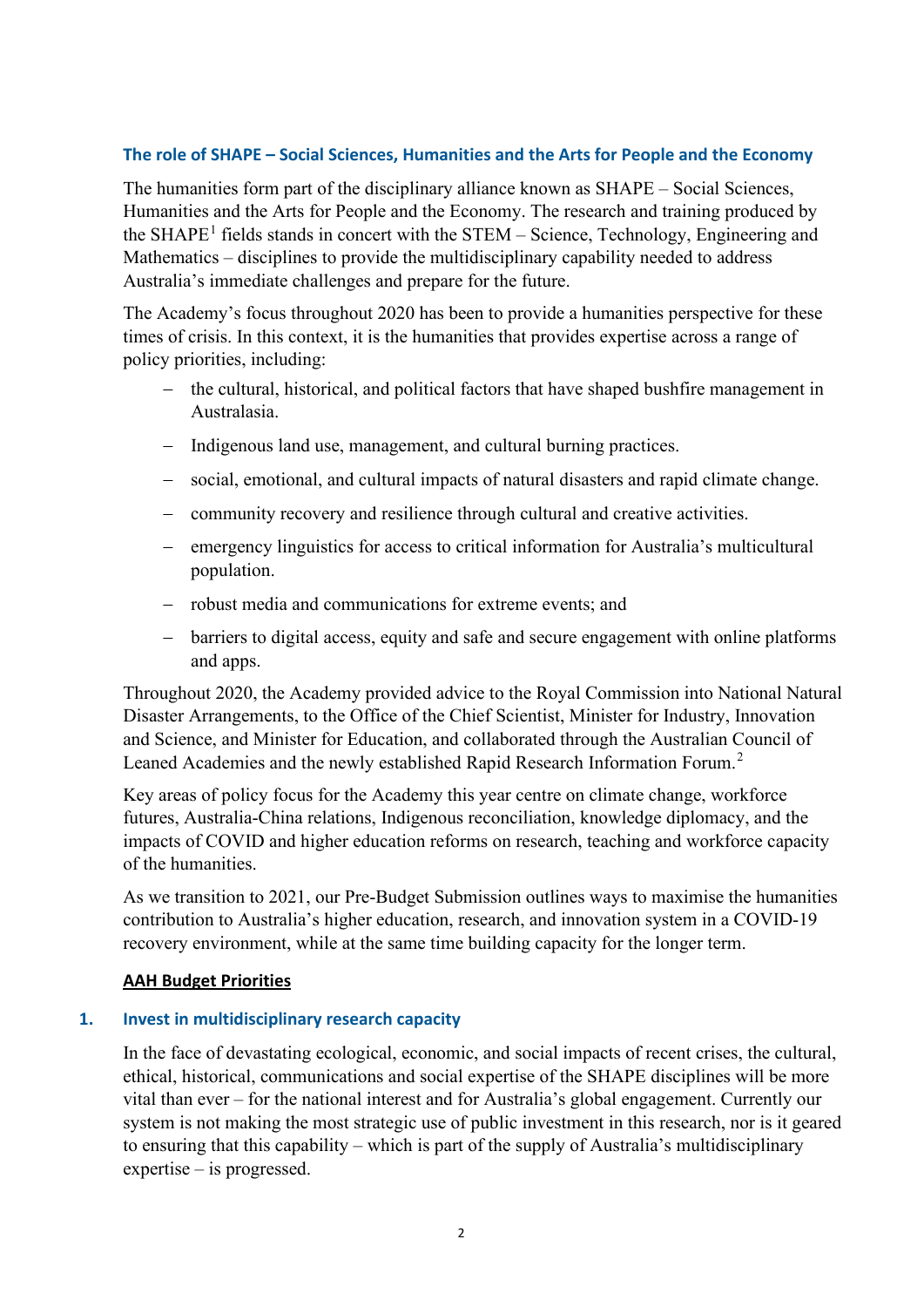### The role of SHAPE – Social Sciences, Humanities and the Arts for People and the Economy

The humanities form part of the disciplinary alliance known as SHAPE – Social Sciences, Humanities and the Arts for People and the Economy. The research and training produced by the SHAPE[1] fields stands in concert with the STEM – Science, Technology, Engineering and Mathematics – disciplines to provide the multidisciplinary capability needed to address Australia's immediate challenges and prepare for the future.

The Academy's focus throughout 2020 has been to provide a humanities perspective for these times of crisis. In this context, it is the humanities that provides expertise across a range of policy priorities, including:

- the cultural, historical, and political factors that have shaped bushfire management in Australasia.
- Indigenous land use, management, and cultural burning practices.
- social, emotional, and cultural impacts of natural disasters and rapid climate change.
- community recovery and resilience through cultural and creative activities.
- emergency linguistics for access to critical information for Australia's multicultural population.
- robust media and communications for extreme events; and
- barriers to digital access, equity and safe and secure engagement with online platforms and apps.

Throughout 2020, the Academy provided advice to the Royal Commission into National Natural Disaster Arrangements, to the Office of the Chief Scientist, Minister for Industry, Innovation and Science, and Minister for Education, and collaborated through the Australian Council of Leaned Academies and the newly established Rapid Research Information Forum.[2]

Key areas of policy focus for the Academy this year centre on climate change, workforce futures, Australia-China relations, Indigenous reconciliation, knowledge diplomacy, and the impacts of COVID and higher education reforms on research, teaching and workforce capacity of the humanities.

As we transition to 2021, our Pre-Budget Submission outlines ways to maximise the humanities contribution to Australia's higher education, research, and innovation system in a COVID-19 recovery environment, while at the same time building capacity for the longer term.

## AAH Budget Priorities

### 1. Invest in multidisciplinary research capacity

In the face of devastating ecological, economic, and social impacts of recent crises, the cultural, ethical, historical, communications and social expertise of the SHAPE disciplines will be more vital than ever – for the national interest and for Australia's global engagement. Currently our system is not making the most strategic use of public investment in this research, nor is it geared to ensuring that this capability – which is part of the supply of Australia's multidisciplinary expertise – is progressed.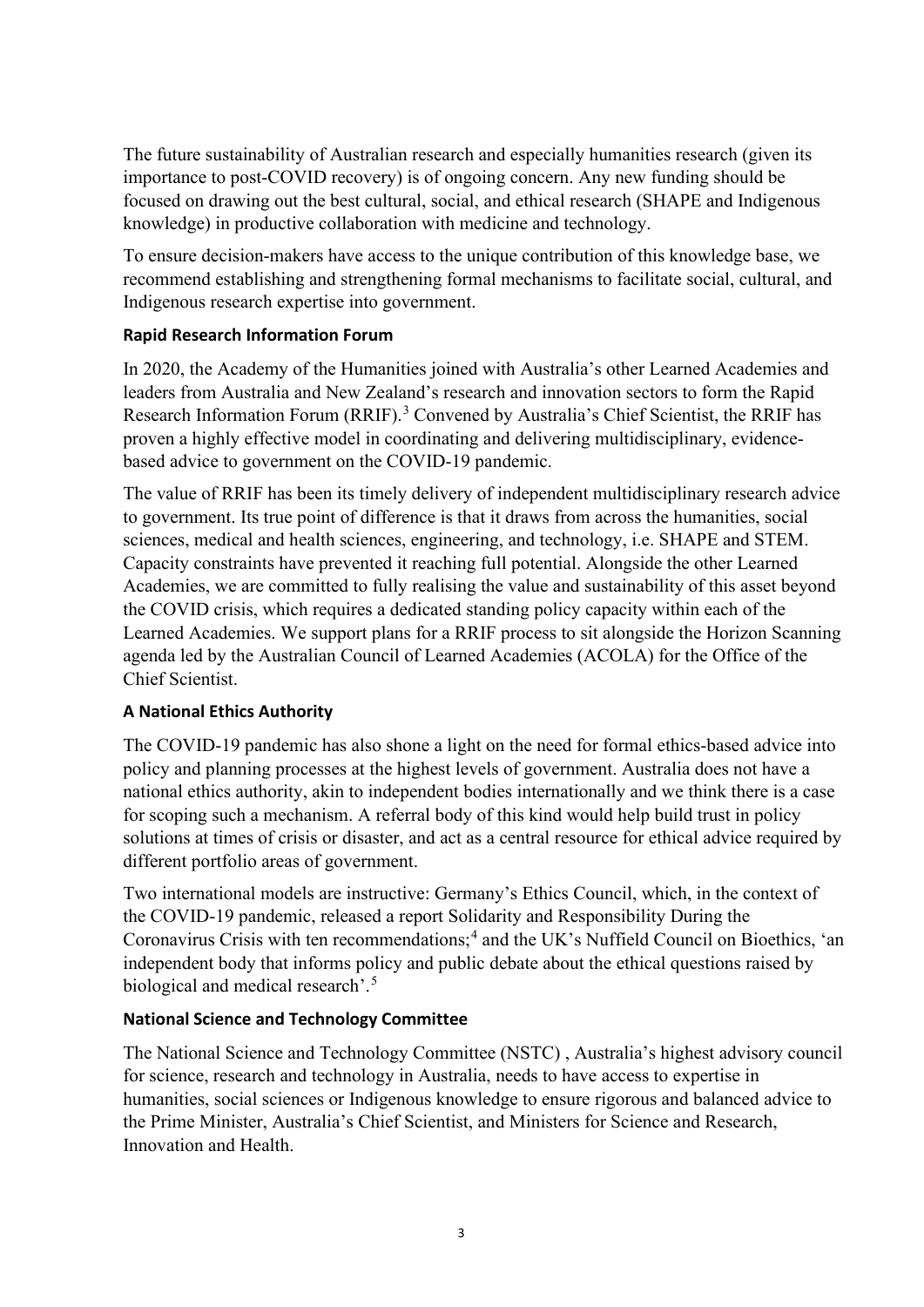The future sustainability of Australian research and especially humanities research (given its importance to post-COVID recovery) is of ongoing concern. Any new funding should be focused on drawing out the best cultural, social, and ethical research (SHAPE and Indigenous knowledge) in productive collaboration with medicine and technology.

To ensure decision-makers have access to the unique contribution of this knowledge base, we recommend establishing and strengthening formal mechanisms to facilitate social, cultural, and Indigenous research expertise into government.

### Rapid Research Information Forum

In 2020, the Academy of the Humanities joined with Australia's other Learned Academies and leaders from Australia and New Zealand's research and innovation sectors to form the Rapid Research Information Forum (RRIF).[3] Convened by Australia's Chief Scientist, the RRIF has proven a highly effective model in coordinating and delivering multidisciplinary, evidence-based advice to government on the COVID-19 pandemic.

The value of RRIF has been its timely delivery of independent multidisciplinary research advice to government. Its true point of difference is that it draws from across the humanities, social sciences, medical and health sciences, engineering, and technology, i.e. SHAPE and STEM. Capacity constraints have prevented it reaching full potential. Alongside the other Learned Academies, we are committed to fully realising the value and sustainability of this asset beyond the COVID crisis, which requires a dedicated standing policy capacity within each of the Learned Academies. We support plans for a RRIF process to sit alongside the Horizon Scanning agenda led by the Australian Council of Learned Academies (ACOLA) for the Office of the Chief Scientist.

### A National Ethics Authority

The COVID-19 pandemic has also shone a light on the need for formal ethics-based advice into policy and planning processes at the highest levels of government. Australia does not have a national ethics authority, akin to independent bodies internationally and we think there is a case for scoping such a mechanism. A referral body of this kind would help build trust in policy solutions at times of crisis or disaster, and act as a central resource for ethical advice required by different portfolio areas of government.

Two international models are instructive: Germany's Ethics Council, which, in the context of the COVID-19 pandemic, released a report Solidarity and Responsibility During the Coronavirus Crisis with ten recommendations;[4] and the UK's Nuffield Council on Bioethics, 'an independent body that informs policy and public debate about the ethical questions raised by biological and medical research'.[5]

### National Science and Technology Committee

The National Science and Technology Committee (NSTC) , Australia's highest advisory council for science, research and technology in Australia, needs to have access to expertise in humanities, social sciences or Indigenous knowledge to ensure rigorous and balanced advice to the Prime Minister, Australia's Chief Scientist, and Ministers for Science and Research, Innovation and Health.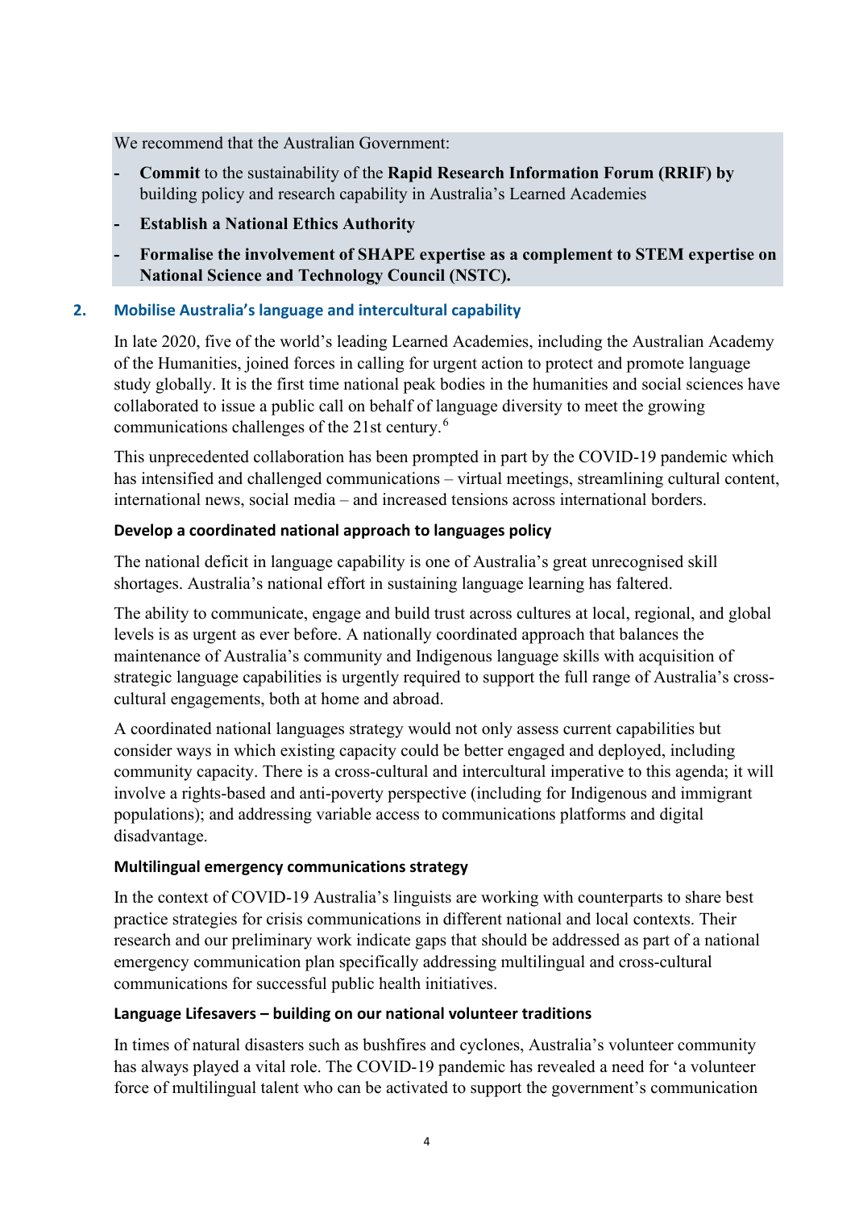We recommend that the Australian Government:

- **Commit** to the sustainability of the **Rapid Research Information Forum (RRIF) by** building policy and research capability in Australia's Learned Academies
- **Establish a National Ethics Authority**
- **Formalise the involvement of SHAPE expertise as a complement to STEM expertise on National Science and Technology Council (NSTC).**

## 2. Mobilise Australia's language and intercultural capability

In late 2020, five of the world's leading Learned Academies, including the Australian Academy of the Humanities, joined forces in calling for urgent action to protect and promote language study globally. It is the first time national peak bodies in the humanities and social sciences have collaborated to issue a public call on behalf of language diversity to meet the growing communications challenges of the 21st century.[6]

This unprecedented collaboration has been prompted in part by the COVID-19 pandemic which has intensified and challenged communications – virtual meetings, streamlining cultural content, international news, social media – and increased tensions across international borders.

### Develop a coordinated national approach to languages policy

The national deficit in language capability is one of Australia's great unrecognised skill shortages. Australia's national effort in sustaining language learning has faltered.

The ability to communicate, engage and build trust across cultures at local, regional, and global levels is as urgent as ever before. A nationally coordinated approach that balances the maintenance of Australia's community and Indigenous language skills with acquisition of strategic language capabilities is urgently required to support the full range of Australia's cross-cultural engagements, both at home and abroad.

A coordinated national languages strategy would not only assess current capabilities but consider ways in which existing capacity could be better engaged and deployed, including community capacity. There is a cross-cultural and intercultural imperative to this agenda; it will involve a rights-based and anti-poverty perspective (including for Indigenous and immigrant populations); and addressing variable access to communications platforms and digital disadvantage.

### Multilingual emergency communications strategy

In the context of COVID-19 Australia's linguists are working with counterparts to share best practice strategies for crisis communications in different national and local contexts. Their research and our preliminary work indicate gaps that should be addressed as part of a national emergency communication plan specifically addressing multilingual and cross-cultural communications for successful public health initiatives.

### Language Lifesavers – building on our national volunteer traditions

In times of natural disasters such as bushfires and cyclones, Australia's volunteer community has always played a vital role. The COVID-19 pandemic has revealed a need for 'a volunteer force of multilingual talent who can be activated to support the government's communication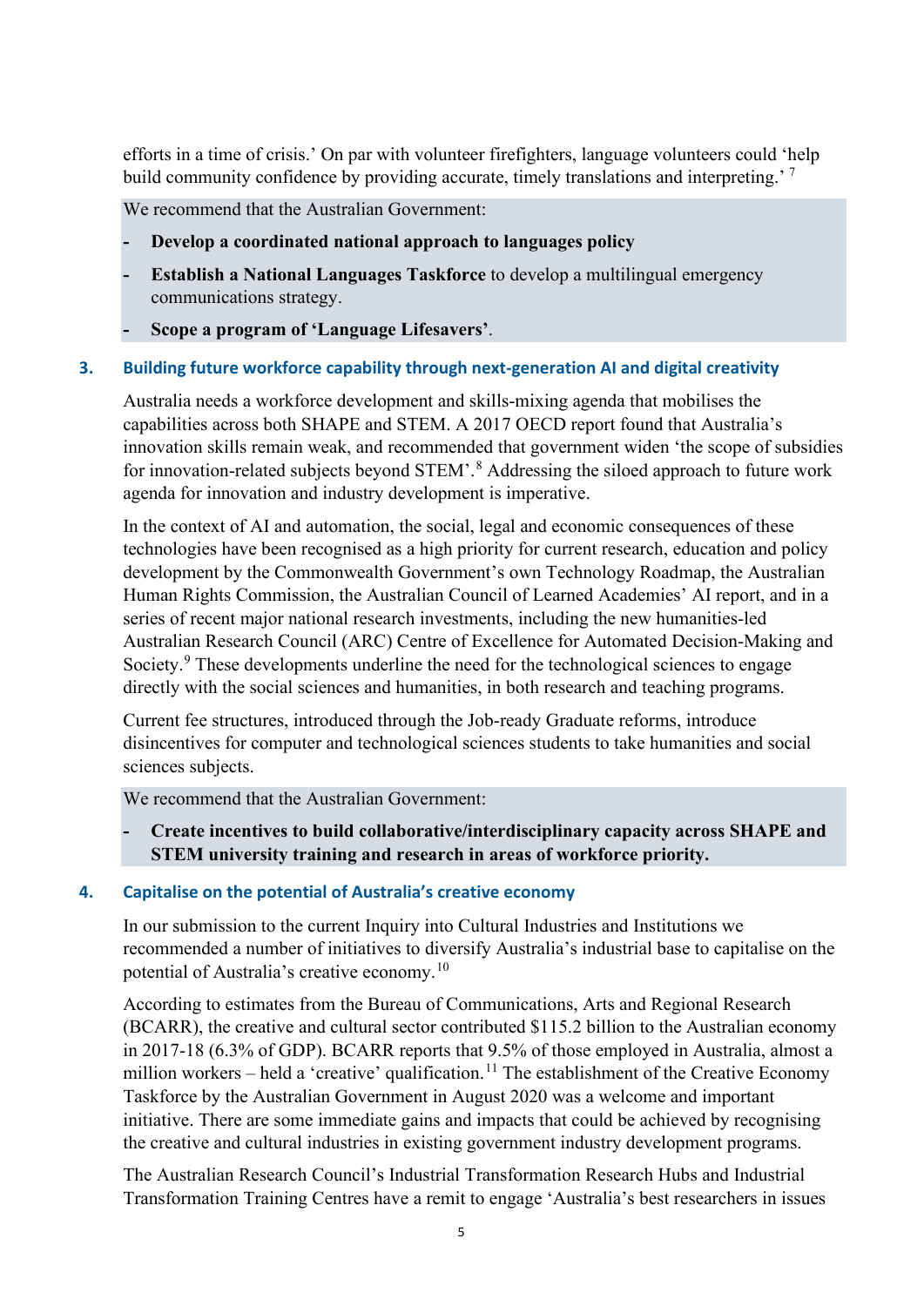efforts in a time of crisis.' On par with volunteer firefighters, language volunteers could 'help build community confidence by providing accurate, timely translations and interpreting.' [7]

We recommend that the Australian Government:

- **Develop a coordinated national approach to languages policy**
- **Establish a National Languages Taskforce** to develop a multilingual emergency communications strategy.
- **Scope a program of 'Language Lifesavers'**.

### 3. Building future workforce capability through next-generation AI and digital creativity

Australia needs a workforce development and skills-mixing agenda that mobilises the capabilities across both SHAPE and STEM. A 2017 OECD report found that Australia's innovation skills remain weak, and recommended that government widen 'the scope of subsidies for innovation-related subjects beyond STEM'.[8] Addressing the siloed approach to future work agenda for innovation and industry development is imperative.

In the context of AI and automation, the social, legal and economic consequences of these technologies have been recognised as a high priority for current research, education and policy development by the Commonwealth Government's own Technology Roadmap, the Australian Human Rights Commission, the Australian Council of Learned Academies' AI report, and in a series of recent major national research investments, including the new humanities-led Australian Research Council (ARC) Centre of Excellence for Automated Decision-Making and Society.[9] These developments underline the need for the technological sciences to engage directly with the social sciences and humanities, in both research and teaching programs.

Current fee structures, introduced through the Job-ready Graduate reforms, introduce disincentives for computer and technological sciences students to take humanities and social sciences subjects.

We recommend that the Australian Government:

- **Create incentives to build collaborative/interdisciplinary capacity across SHAPE and STEM university training and research in areas of workforce priority.**

### 4. Capitalise on the potential of Australia's creative economy

In our submission to the current Inquiry into Cultural Industries and Institutions we recommended a number of initiatives to diversify Australia's industrial base to capitalise on the potential of Australia's creative economy.[10]

According to estimates from the Bureau of Communications, Arts and Regional Research (BCARR), the creative and cultural sector contributed $115.2 billion to the Australian economy in 2017-18 (6.3% of GDP). BCARR reports that 9.5% of those employed in Australia, almost a million workers – held a 'creative' qualification.[11] The establishment of the Creative Economy Taskforce by the Australian Government in August 2020 was a welcome and important initiative. There are some immediate gains and impacts that could be achieved by recognising the creative and cultural industries in existing government industry development programs.

The Australian Research Council's Industrial Transformation Research Hubs and Industrial Transformation Training Centres have a remit to engage 'Australia's best researchers in issues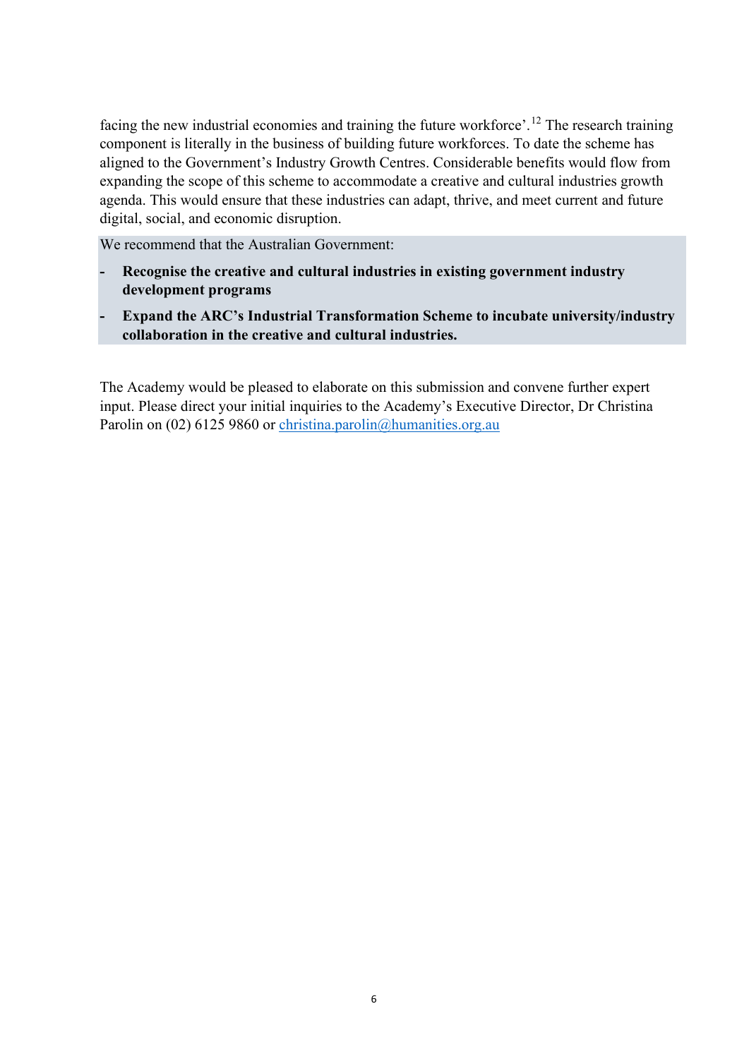facing the new industrial economies and training the future workforce'.[12] The research training component is literally in the business of building future workforces. To date the scheme has aligned to the Government's Industry Growth Centres. Considerable benefits would flow from expanding the scope of this scheme to accommodate a creative and cultural industries growth agenda. This would ensure that these industries can adapt, thrive, and meet current and future digital, social, and economic disruption.

We recommend that the Australian Government:

- **Recognise the creative and cultural industries in existing government industry development programs**
- **Expand the ARC's Industrial Transformation Scheme to incubate university/industry collaboration in the creative and cultural industries.**

The Academy would be pleased to elaborate on this submission and convene further expert input. Please direct your initial inquiries to the Academy's Executive Director, Dr Christina Parolin on (02) 6125 9860 or christina.parolin@humanities.org.au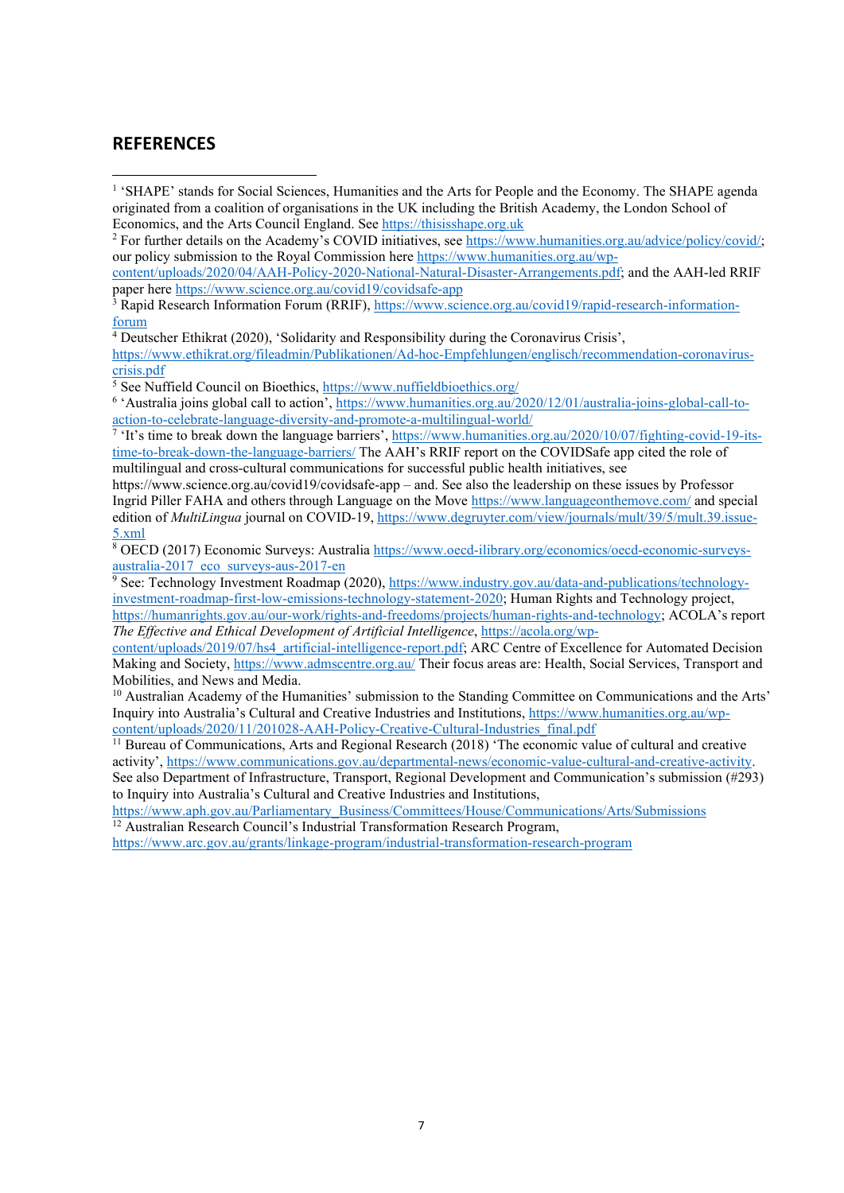## REFERENCES

[1] 'SHAPE' stands for Social Sciences, Humanities and the Arts for People and the Economy. The SHAPE agenda originated from a coalition of organisations in the UK including the British Academy, the London School of Economics, and the Arts Council England. See https://thisisshape.org.uk

[2] For further details on the Academy's COVID initiatives, see https://www.humanities.org.au/advice/policy/covid/; our policy submission to the Royal Commission here https://www.humanities.org.au/wp-content/uploads/2020/04/AAH-Policy-2020-National-Natural-Disaster-Arrangements.pdf; and the AAH-led RRIF paper here https://www.science.org.au/covid19/covidsafe-app

[3] Rapid Research Information Forum (RRIF), https://www.science.org.au/covid19/rapid-research-information-forum

[4] Deutscher Ethikrat (2020), 'Solidarity and Responsibility during the Coronavirus Crisis', https://www.ethikrat.org/fileadmin/Publikationen/Ad-hoc-Empfehlungen/englisch/recommendation-coronavirus-crisis.pdf

[5] See Nuffield Council on Bioethics, https://www.nuffieldbioethics.org/

[6] 'Australia joins global call to action', https://www.humanities.org.au/2020/12/01/australia-joins-global-call-to-action-to-celebrate-language-diversity-and-promote-a-multilingual-world/

[7] 'It's time to break down the language barriers', https://www.humanities.org.au/2020/10/07/fighting-covid-19-its-time-to-break-down-the-language-barriers/ The AAH's RRIF report on the COVIDSafe app cited the role of multilingual and cross-cultural communications for successful public health initiatives, see https://www.science.org.au/covid19/covidsafe-app – and. See also the leadership on these issues by Professor Ingrid Piller FAHA and others through Language on the Move https://www.languageonthemove.com/ and special edition of *MultiLingua* journal on COVID-19, https://www.degruyter.com/view/journals/mult/39/5/mult.39.issue-5.xml

[8] OECD (2017) Economic Surveys: Australia https://www.oecd-ilibrary.org/economics/oecd-economic-surveys-australia-2017_eco_surveys-aus-2017-en

[9] See: Technology Investment Roadmap (2020), https://www.industry.gov.au/data-and-publications/technology-investment-roadmap-first-low-emissions-technology-statement-2020; Human Rights and Technology project, https://humanrights.gov.au/our-work/rights-and-freedoms/projects/human-rights-and-technology; ACOLA's report *The Effective and Ethical Development of Artificial Intelligence*, https://acola.org/wp-content/uploads/2019/07/hs4_artificial-intelligence-report.pdf; ARC Centre of Excellence for Automated Decision Making and Society, https://www.admscentre.org.au/ Their focus areas are: Health, Social Services, Transport and Mobilities, and News and Media.

[10] Australian Academy of the Humanities' submission to the Standing Committee on Communications and the Arts' Inquiry into Australia's Cultural and Creative Industries and Institutions, https://www.humanities.org.au/wp-content/uploads/2020/11/201028-AAH-Policy-Creative-Cultural-Industries_final.pdf

[11] Bureau of Communications, Arts and Regional Research (2018) 'The economic value of cultural and creative activity', https://www.communications.gov.au/departmental-news/economic-value-cultural-and-creative-activity. See also Department of Infrastructure, Transport, Regional Development and Communication's submission (#293) to Inquiry into Australia's Cultural and Creative Industries and Institutions, https://www.aph.gov.au/Parliamentary_Business/Committees/House/Communications/Arts/Submissions

[12] Australian Research Council's Industrial Transformation Research Program, https://www.arc.gov.au/grants/linkage-program/industrial-transformation-research-program